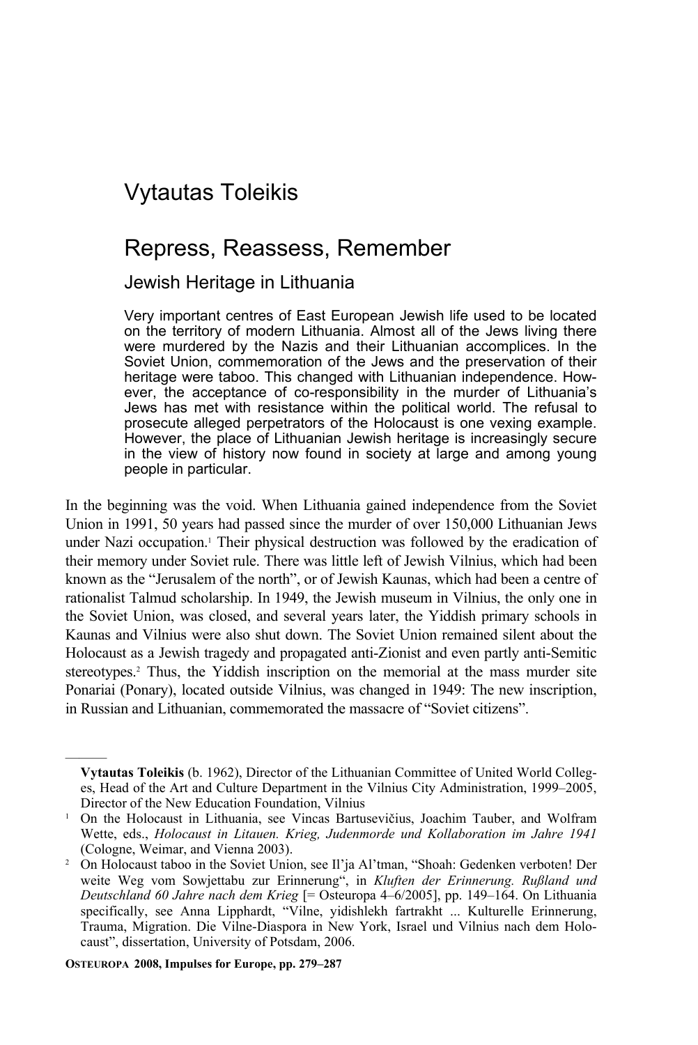# Vytautas Toleikis

## Repress, Reassess, Remember

### Jewish Heritage in Lithuania

Very important centres of East European Jewish life used to be located on the territory of modern Lithuania. Almost all of the Jews living there were murdered by the Nazis and their Lithuanian accomplices. In the Soviet Union, commemoration of the Jews and the preservation of their heritage were taboo. This changed with Lithuanian independence. However, the acceptance of co-responsibility in the murder of Lithuania's Jews has met with resistance within the political world. The refusal to prosecute alleged perpetrators of the Holocaust is one vexing example. However, the place of Lithuanian Jewish heritage is increasingly secure in the view of history now found in society at large and among young people in particular.

In the beginning was the void. When Lithuania gained independence from the Soviet Union in 1991, 50 years had passed since the murder of over 150,000 Lithuanian Jews under Nazi occupation.[1] Their physical destruction was followed by the eradication of their memory under Soviet rule. There was little left of Jewish Vilnius, which had been known as the "Jerusalem of the north", or of Jewish Kaunas, which had been a centre of rationalist Talmud scholarship. In 1949, the Jewish museum in Vilnius, the only one in the Soviet Union, was closed, and several years later, the Yiddish primary schools in Kaunas and Vilnius were also shut down. The Soviet Union remained silent about the Holocaust as a Jewish tragedy and propagated anti-Zionist and even partly anti-Semitic stereotypes.[2] Thus, the Yiddish inscription on the memorial at the mass murder site Ponariai (Ponary), located outside Vilnius, was changed in 1949: The new inscription, in Russian and Lithuanian, commemorated the massacre of "Soviet citizens".

---

**Vytautas Toleikis** (b. 1962), Director of the Lithuanian Committee of United World Colleges, Head of the Art and Culture Department in the Vilnius City Administration, 1999–2005, Director of the New Education Foundation, Vilnius

[1] On the Holocaust in Lithuania, see Vincas Bartusevičius, Joachim Tauber, and Wolfram Wette, eds., *Holocaust in Litauen. Krieg, Judenmorde und Kollaboration im Jahre 1941* (Cologne, Weimar, and Vienna 2003).

[2] On Holocaust taboo in the Soviet Union, see Il'ja Al'tman, "Shoah: Gedenken verboten! Der weite Weg vom Sowjettabu zur Erinnerung", in *Kluften der Erinnerung. Rußland und Deutschland 60 Jahre nach dem Krieg* [= Osteuropa 4–6/2005], pp. 149–164. On Lithuania specifically, see Anna Lipphardt, "Vilne, yidishlekh fartrakht ... Kulturelle Erinnerung, Trauma, Migration. Die Vilne-Diaspora in New York, Israel und Vilnius nach dem Holocaust", dissertation, University of Potsdam, 2006.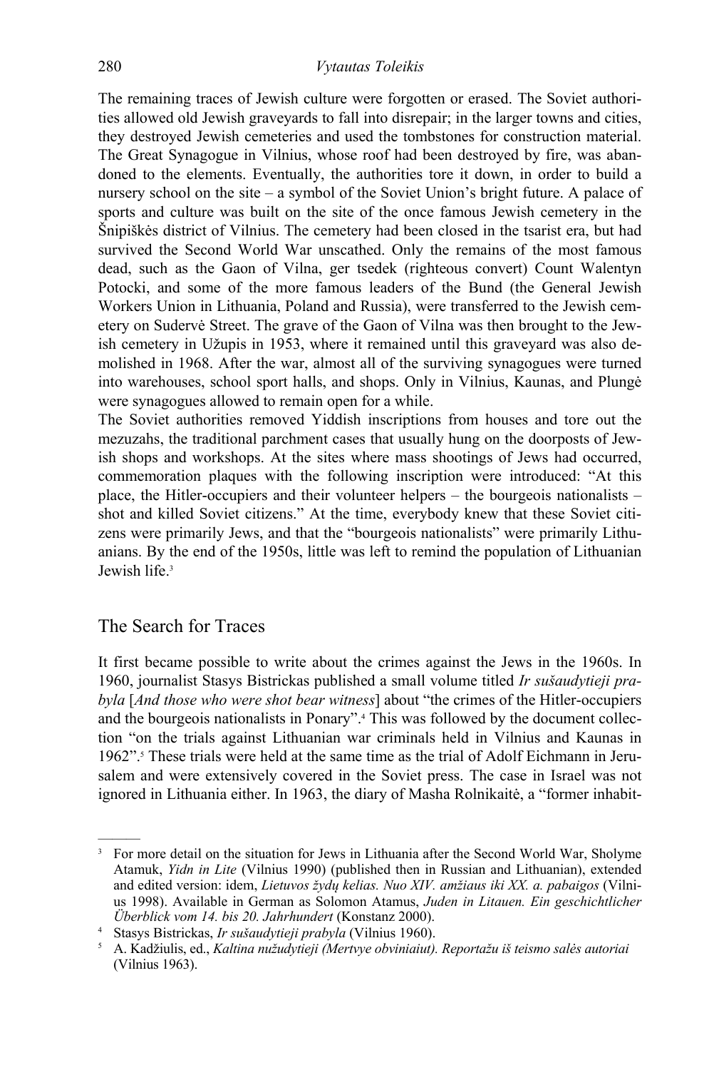The remaining traces of Jewish culture were forgotten or erased. The Soviet authorities allowed old Jewish graveyards to fall into disrepair; in the larger towns and cities, they destroyed Jewish cemeteries and used the tombstones for construction material. The Great Synagogue in Vilnius, whose roof had been destroyed by fire, was abandoned to the elements. Eventually, the authorities tore it down, in order to build a nursery school on the site – a symbol of the Soviet Union's bright future. A palace of sports and culture was built on the site of the once famous Jewish cemetery in the Šnipiškės district of Vilnius. The cemetery had been closed in the tsarist era, but had survived the Second World War unscathed. Only the remains of the most famous dead, such as the Gaon of Vilna, ger tsedek (righteous convert) Count Walentyn Potocki, and some of the more famous leaders of the Bund (the General Jewish Workers Union in Lithuania, Poland and Russia), were transferred to the Jewish cemetery on Sudervė Street. The grave of the Gaon of Vilna was then brought to the Jewish cemetery in Užupis in 1953, where it remained until this graveyard was also demolished in 1968. After the war, almost all of the surviving synagogues were turned into warehouses, school sport halls, and shops. Only in Vilnius, Kaunas, and Plungė were synagogues allowed to remain open for a while.

The Soviet authorities removed Yiddish inscriptions from houses and tore out the mezuzahs, the traditional parchment cases that usually hung on the doorposts of Jewish shops and workshops. At the sites where mass shootings of Jews had occurred, commemoration plaques with the following inscription were introduced: "At this place, the Hitler-occupiers and their volunteer helpers – the bourgeois nationalists – shot and killed Soviet citizens." At the time, everybody knew that these Soviet citizens were primarily Jews, and that the "bourgeois nationalists" were primarily Lithuanians. By the end of the 1950s, little was left to remind the population of Lithuanian Jewish life.[3]

## The Search for Traces

It first became possible to write about the crimes against the Jews in the 1960s. In 1960, journalist Stasys Bistrickas published a small volume titled *Ir sušaudytieji prabyla* [*And those who were shot bear witness*] about "the crimes of the Hitler-occupiers and the bourgeois nationalists in Ponary".[4] This was followed by the document collection "on the trials against Lithuanian war criminals held in Vilnius and Kaunas in 1962".[5] These trials were held at the same time as the trial of Adolf Eichmann in Jerusalem and were extensively covered in the Soviet press. The case in Israel was not ignored in Lithuania either. In 1963, the diary of Masha Rolnikaitė, a "former inhabit-

---

[3] For more detail on the situation for Jews in Lithuania after the Second World War, Sholyme Atamuk, *Yidn in Lite* (Vilnius 1990) (published then in Russian and Lithuanian), extended and edited version: idem, *Lietuvos žydų kelias. Nuo XIV. amžiaus iki XX. a. pabaigos* (Vilnius 1998). Available in German as Solomon Atamus, *Juden in Litauen. Ein geschichtlicher Überblick vom 14. bis 20. Jahrhundert* (Konstanz 2000).

[4] Stasys Bistrickas, *Ir sušaudytieji prabyla* (Vilnius 1960).

[5] A. Kadžiulis, ed., *Kaltina nužudytieji (Mertvye obviniaiut). Reportažu iš teismo salės autoriai* (Vilnius 1963).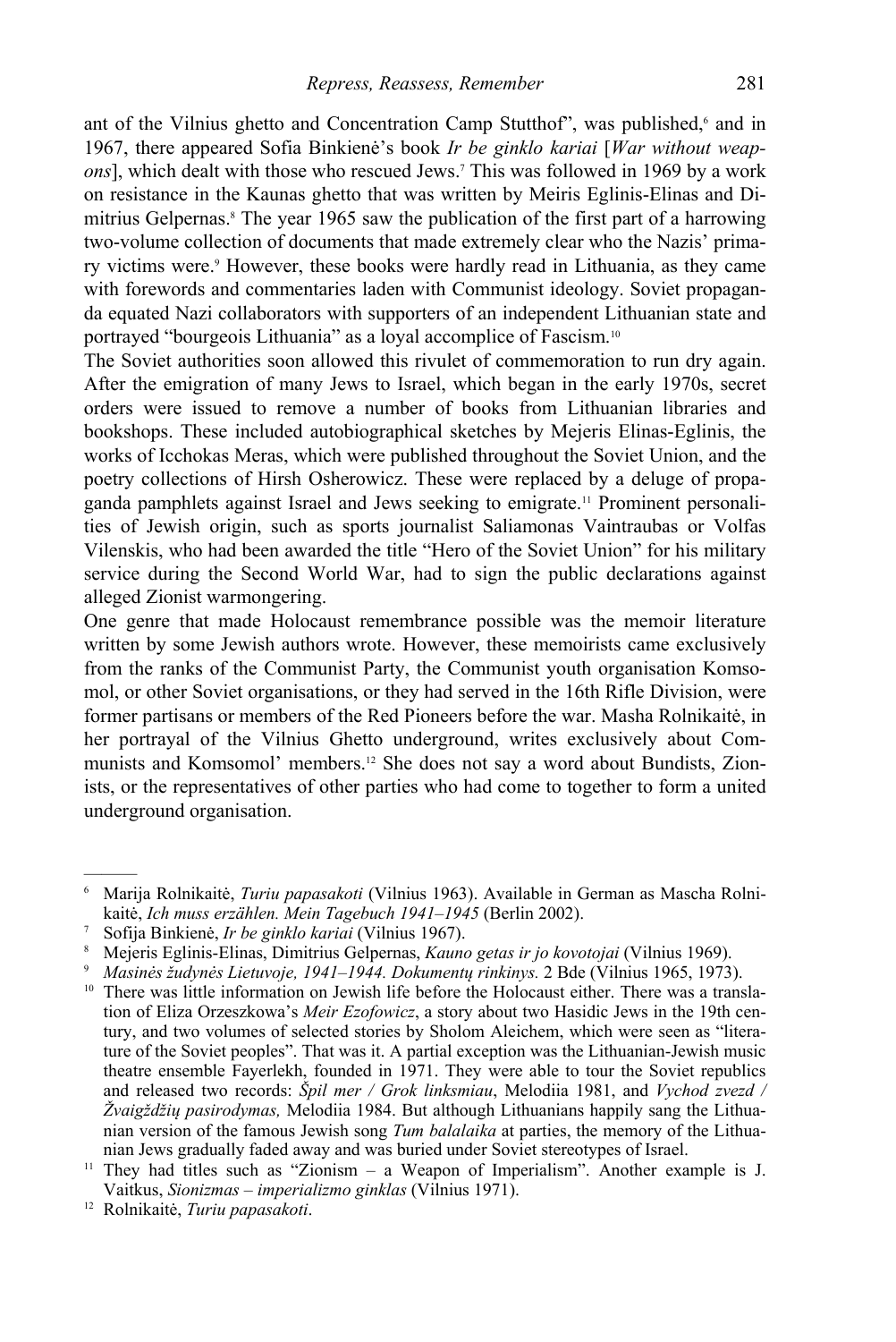ant of the Vilnius ghetto and Concentration Camp Stutthof", was published,[6] and in 1967, there appeared Sofia Binkienė's book *Ir be ginklo kariai* [*War without weapons*], which dealt with those who rescued Jews.[7] This was followed in 1969 by a work on resistance in the Kaunas ghetto that was written by Meiris Eglinis-Elinas and Dimitrius Gelpernas.[8] The year 1965 saw the publication of the first part of a harrowing two-volume collection of documents that made extremely clear who the Nazis' primary victims were.[9] However, these books were hardly read in Lithuania, as they came with forewords and commentaries laden with Communist ideology. Soviet propaganda equated Nazi collaborators with supporters of an independent Lithuanian state and portrayed "bourgeois Lithuania" as a loyal accomplice of Fascism.[10]

The Soviet authorities soon allowed this rivulet of commemoration to run dry again. After the emigration of many Jews to Israel, which began in the early 1970s, secret orders were issued to remove a number of books from Lithuanian libraries and bookshops. These included autobiographical sketches by Mejeris Elinas-Eglinis, the works of Icchokas Meras, which were published throughout the Soviet Union, and the poetry collections of Hirsh Osherowicz. These were replaced by a deluge of propaganda pamphlets against Israel and Jews seeking to emigrate.[11] Prominent personalities of Jewish origin, such as sports journalist Saliamonas Vaintraubas or Volfas Vilenskis, who had been awarded the title "Hero of the Soviet Union" for his military service during the Second World War, had to sign the public declarations against alleged Zionist warmongering.

One genre that made Holocaust remembrance possible was the memoir literature written by some Jewish authors wrote. However, these memoirists came exclusively from the ranks of the Communist Party, the Communist youth organisation Komsomol, or other Soviet organisations, or they had served in the 16th Rifle Division, were former partisans or members of the Red Pioneers before the war. Masha Rolnikaitė, in her portrayal of the Vilnius Ghetto underground, writes exclusively about Communists and Komsomol' members.[12] She does not say a word about Bundists, Zionists, or the representatives of other parties who had come to together to form a united underground organisation.

---

[6] Marija Rolnikaitė, *Turiu papasakoti* (Vilnius 1963). Available in German as Mascha Rolnikaitė, *Ich muss erzählen. Mein Tagebuch 1941–1945* (Berlin 2002).

[7] Sofija Binkienė, *Ir be ginklo kariai* (Vilnius 1967).

[8] Mejeris Eglinis-Elinas, Dimitrius Gelpernas, *Kauno getas ir jo kovotojai* (Vilnius 1969).

[9] *Masinės žudynės Lietuvoje, 1941–1944. Dokumentų rinkinys.* 2 Bde (Vilnius 1965, 1973).

[10] There was little information on Jewish life before the Holocaust either. There was a translation of Eliza Orzeszkowa's *Meir Ezofowicz*, a story about two Hasidic Jews in the 19th century, and two volumes of selected stories by Sholom Aleichem, which were seen as "literature of the Soviet peoples". That was it. A partial exception was the Lithuanian-Jewish music theatre ensemble Fayerlekh, founded in 1971. They were able to tour the Soviet republics and released two records: *Špil mer / Grok linksmiau*, Melodiia 1981, and *Vychod zvezd / Žvaigždžių pasirodymas,* Melodiia 1984. But although Lithuanians happily sang the Lithuanian version of the famous Jewish song *Tum balalaika* at parties, the memory of the Lithuanian Jews gradually faded away and was buried under Soviet stereotypes of Israel.

[11] They had titles such as "Zionism – a Weapon of Imperialism". Another example is J. Vaitkus, *Sionizmas – imperializmo ginklas* (Vilnius 1971).

[12] Rolnikaitė, *Turiu papasakoti*.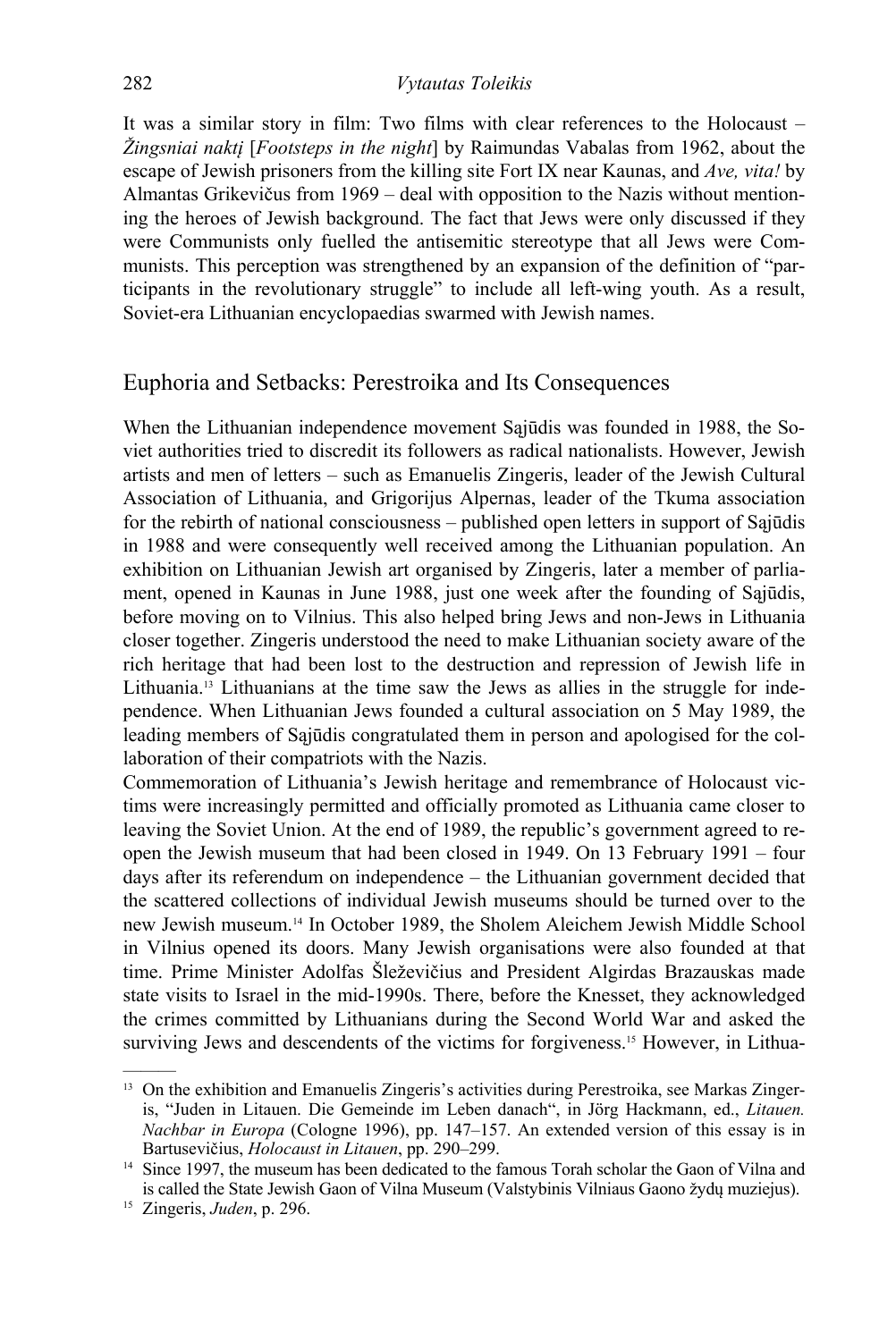It was a similar story in film: Two films with clear references to the Holocaust – *Žingsniai naktį* [*Footsteps in the night*] by Raimundas Vabalas from 1962, about the escape of Jewish prisoners from the killing site Fort IX near Kaunas, and *Ave, vita!* by Almantas Grikevičus from 1969 – deal with opposition to the Nazis without mentioning the heroes of Jewish background. The fact that Jews were only discussed if they were Communists only fuelled the antisemitic stereotype that all Jews were Communists. This perception was strengthened by an expansion of the definition of "participants in the revolutionary struggle" to include all left-wing youth. As a result, Soviet-era Lithuanian encyclopaedias swarmed with Jewish names.

## Euphoria and Setbacks: Perestroika and Its Consequences

When the Lithuanian independence movement Sąjūdis was founded in 1988, the Soviet authorities tried to discredit its followers as radical nationalists. However, Jewish artists and men of letters – such as Emanuelis Zingeris, leader of the Jewish Cultural Association of Lithuania, and Grigorijus Alpernas, leader of the Tkuma association for the rebirth of national consciousness – published open letters in support of Sąjūdis in 1988 and were consequently well received among the Lithuanian population. An exhibition on Lithuanian Jewish art organised by Zingeris, later a member of parliament, opened in Kaunas in June 1988, just one week after the founding of Sąjūdis, before moving on to Vilnius. This also helped bring Jews and non-Jews in Lithuania closer together. Zingeris understood the need to make Lithuanian society aware of the rich heritage that had been lost to the destruction and repression of Jewish life in Lithuania.[13] Lithuanians at the time saw the Jews as allies in the struggle for independence. When Lithuanian Jews founded a cultural association on 5 May 1989, the leading members of Sąjūdis congratulated them in person and apologised for the collaboration of their compatriots with the Nazis.

Commemoration of Lithuania's Jewish heritage and remembrance of Holocaust victims were increasingly permitted and officially promoted as Lithuania came closer to leaving the Soviet Union. At the end of 1989, the republic's government agreed to reopen the Jewish museum that had been closed in 1949. On 13 February 1991 – four days after its referendum on independence – the Lithuanian government decided that the scattered collections of individual Jewish museums should be turned over to the new Jewish museum.[14] In October 1989, the Sholem Aleichem Jewish Middle School in Vilnius opened its doors. Many Jewish organisations were also founded at that time. Prime Minister Adolfas Šleževičius and President Algirdas Brazauskas made state visits to Israel in the mid-1990s. There, before the Knesset, they acknowledged the crimes committed by Lithuanians during the Second World War and asked the surviving Jews and descendents of the victims for forgiveness.[15] However, in Lithua-

---

[13] On the exhibition and Emanuelis Zingeris's activities during Perestroika, see Markas Zingeris, "Juden in Litauen. Die Gemeinde im Leben danach", in Jörg Hackmann, ed., *Litauen. Nachbar in Europa* (Cologne 1996), pp. 147–157. An extended version of this essay is in Bartusevičius, *Holocaust in Litauen*, pp. 290–299.

[14] Since 1997, the museum has been dedicated to the famous Torah scholar the Gaon of Vilna and is called the State Jewish Gaon of Vilna Museum (Valstybinis Vilniaus Gaono žydų muziejus).

[15] Zingeris, *Juden*, p. 296.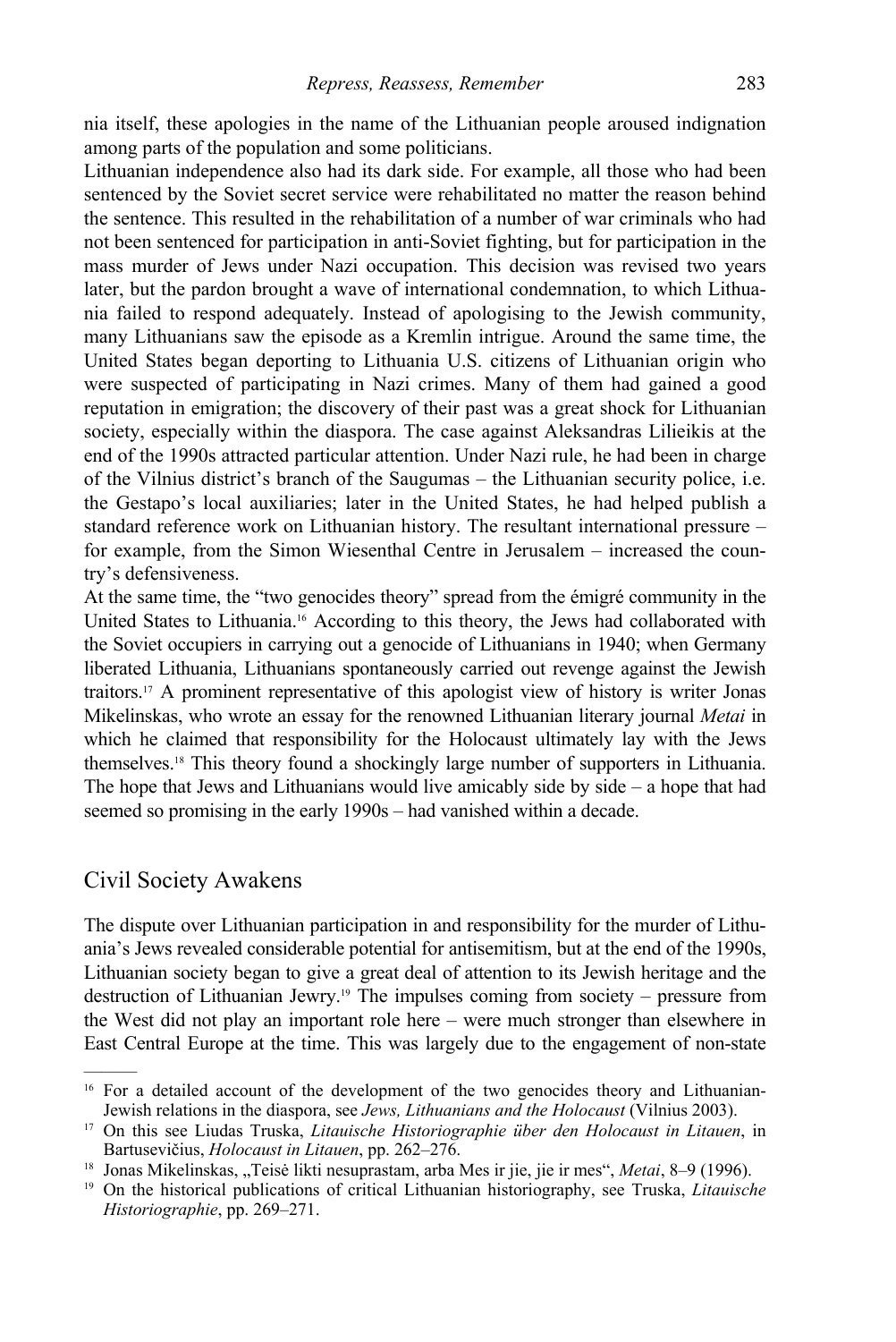nia itself, these apologies in the name of the Lithuanian people aroused indignation among parts of the population and some politicians.

Lithuanian independence also had its dark side. For example, all those who had been sentenced by the Soviet secret service were rehabilitated no matter the reason behind the sentence. This resulted in the rehabilitation of a number of war criminals who had not been sentenced for participation in anti-Soviet fighting, but for participation in the mass murder of Jews under Nazi occupation. This decision was revised two years later, but the pardon brought a wave of international condemnation, to which Lithuania failed to respond adequately. Instead of apologising to the Jewish community, many Lithuanians saw the episode as a Kremlin intrigue. Around the same time, the United States began deporting to Lithuania U.S. citizens of Lithuanian origin who were suspected of participating in Nazi crimes. Many of them had gained a good reputation in emigration; the discovery of their past was a great shock for Lithuanian society, especially within the diaspora. The case against Aleksandras Lilieikis at the end of the 1990s attracted particular attention. Under Nazi rule, he had been in charge of the Vilnius district's branch of the Saugumas – the Lithuanian security police, i.e. the Gestapo's local auxiliaries; later in the United States, he had helped publish a standard reference work on Lithuanian history. The resultant international pressure – for example, from the Simon Wiesenthal Centre in Jerusalem – increased the country's defensiveness.

At the same time, the "two genocides theory" spread from the émigré community in the United States to Lithuania.[16] According to this theory, the Jews had collaborated with the Soviet occupiers in carrying out a genocide of Lithuanians in 1940; when Germany liberated Lithuania, Lithuanians spontaneously carried out revenge against the Jewish traitors.[17] A prominent representative of this apologist view of history is writer Jonas Mikelinskas, who wrote an essay for the renowned Lithuanian literary journal *Metai* in which he claimed that responsibility for the Holocaust ultimately lay with the Jews themselves.[18] This theory found a shockingly large number of supporters in Lithuania. The hope that Jews and Lithuanians would live amicably side by side – a hope that had seemed so promising in the early 1990s – had vanished within a decade.

## Civil Society Awakens

The dispute over Lithuanian participation in and responsibility for the murder of Lithuania's Jews revealed considerable potential for antisemitism, but at the end of the 1990s, Lithuanian society began to give a great deal of attention to its Jewish heritage and the destruction of Lithuanian Jewry.[19] The impulses coming from society – pressure from the West did not play an important role here – were much stronger than elsewhere in East Central Europe at the time. This was largely due to the engagement of non-state

---

[16] For a detailed account of the development of the two genocides theory and Lithuanian-Jewish relations in the diaspora, see *Jews, Lithuanians and the Holocaust* (Vilnius 2003).

[17] On this see Liudas Truska, *Litauische Historiographie über den Holocaust in Litauen*, in Bartusevičius, *Holocaust in Litauen*, pp. 262–276.

[18] Jonas Mikelinskas, „Teisė likti nesuprastam, arba Mes ir jie, jie ir mes", *Metai*, 8–9 (1996).

[19] On the historical publications of critical Lithuanian historiography, see Truska, *Litauische Historiographie*, pp. 269–271.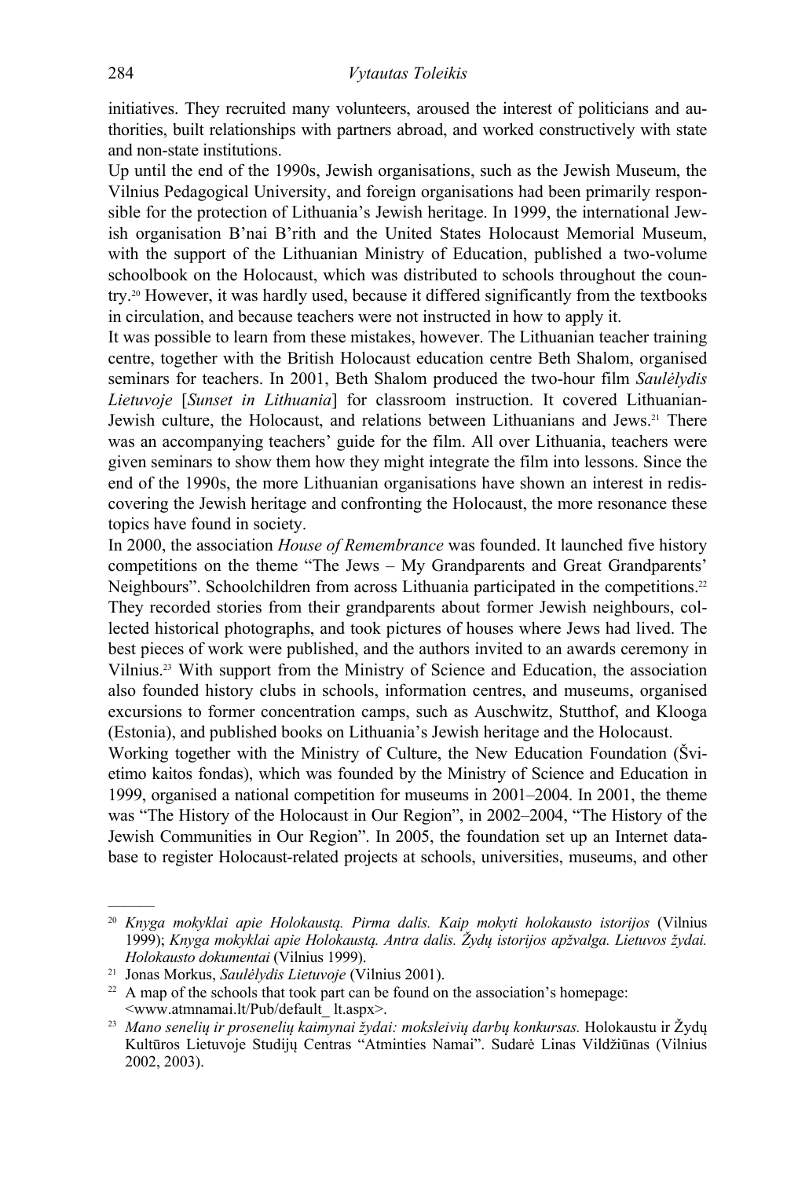initiatives. They recruited many volunteers, aroused the interest of politicians and authorities, built relationships with partners abroad, and worked constructively with state and non-state institutions.

Up until the end of the 1990s, Jewish organisations, such as the Jewish Museum, the Vilnius Pedagogical University, and foreign organisations had been primarily responsible for the protection of Lithuania's Jewish heritage. In 1999, the international Jewish organisation B'nai B'rith and the United States Holocaust Memorial Museum, with the support of the Lithuanian Ministry of Education, published a two-volume schoolbook on the Holocaust, which was distributed to schools throughout the country.[20] However, it was hardly used, because it differed significantly from the textbooks in circulation, and because teachers were not instructed in how to apply it.

It was possible to learn from these mistakes, however. The Lithuanian teacher training centre, together with the British Holocaust education centre Beth Shalom, organised seminars for teachers. In 2001, Beth Shalom produced the two-hour film *Saulėlydis Lietuvoje* [*Sunset in Lithuania*] for classroom instruction. It covered Lithuanian-Jewish culture, the Holocaust, and relations between Lithuanians and Jews.[21] There was an accompanying teachers' guide for the film. All over Lithuania, teachers were given seminars to show them how they might integrate the film into lessons. Since the end of the 1990s, the more Lithuanian organisations have shown an interest in rediscovering the Jewish heritage and confronting the Holocaust, the more resonance these topics have found in society.

In 2000, the association *House of Remembrance* was founded. It launched five history competitions on the theme "The Jews – My Grandparents and Great Grandparents' Neighbours". Schoolchildren from across Lithuania participated in the competitions.[22] They recorded stories from their grandparents about former Jewish neighbours, collected historical photographs, and took pictures of houses where Jews had lived. The best pieces of work were published, and the authors invited to an awards ceremony in Vilnius.[23] With support from the Ministry of Science and Education, the association also founded history clubs in schools, information centres, and museums, organised excursions to former concentration camps, such as Auschwitz, Stutthof, and Klooga (Estonia), and published books on Lithuania's Jewish heritage and the Holocaust.

Working together with the Ministry of Culture, the New Education Foundation (Švietimo kaitos fondas), which was founded by the Ministry of Science and Education in 1999, organised a national competition for museums in 2001–2004. In 2001, the theme was "The History of the Holocaust in Our Region", in 2002–2004, "The History of the Jewish Communities in Our Region". In 2005, the foundation set up an Internet database to register Holocaust-related projects at schools, universities, museums, and other

---

[20] *Knyga mokyklai apie Holokaustą. Pirma dalis. Kaip mokyti holokausto istorijos* (Vilnius 1999); *Knyga mokyklai apie Holokaustą. Antra dalis. Žydų istorijos apžvalga. Lietuvos žydai. Holokausto dokumentai* (Vilnius 1999).

[21] Jonas Morkus, *Saulėlydis Lietuvoje* (Vilnius 2001).

[22] A map of the schools that took part can be found on the association's homepage: <www.atmnamai.lt/Pub/default_ lt.aspx>.

[23] *Mano senelių ir prosenelių kaimynai žydai: moksleivių darbų konkursas.* Holokaustu ir Žydų Kultūros Lietuvoje Studijų Centras "Atminties Namai". Sudarė Linas Vildžiūnas (Vilnius 2002, 2003).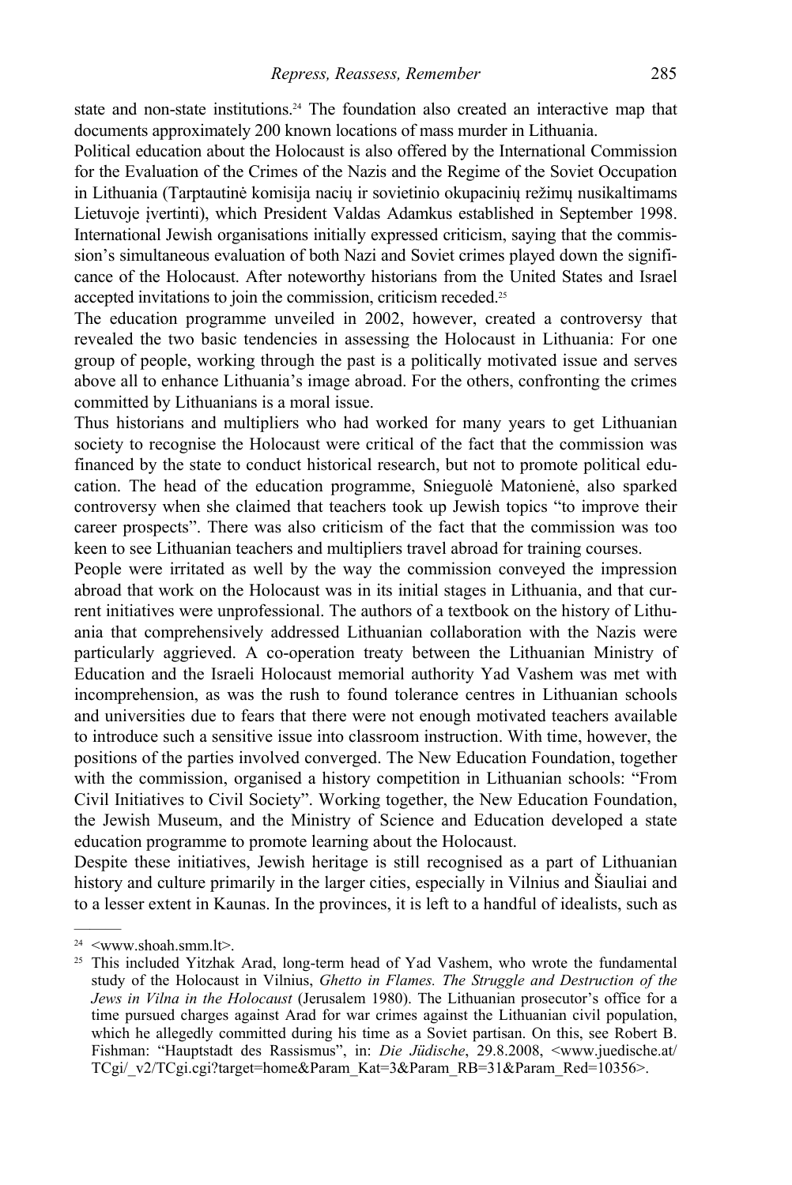state and non-state institutions.[24] The foundation also created an interactive map that documents approximately 200 known locations of mass murder in Lithuania.

Political education about the Holocaust is also offered by the International Commission for the Evaluation of the Crimes of the Nazis and the Regime of the Soviet Occupation in Lithuania (Tarptautinė komisija nacių ir sovietinio okupacinių režimų nusikaltimams Lietuvoje įvertinti), which President Valdas Adamkus established in September 1998. International Jewish organisations initially expressed criticism, saying that the commission's simultaneous evaluation of both Nazi and Soviet crimes played down the significance of the Holocaust. After noteworthy historians from the United States and Israel accepted invitations to join the commission, criticism receded.[25]

The education programme unveiled in 2002, however, created a controversy that revealed the two basic tendencies in assessing the Holocaust in Lithuania: For one group of people, working through the past is a politically motivated issue and serves above all to enhance Lithuania's image abroad. For the others, confronting the crimes committed by Lithuanians is a moral issue.

Thus historians and multipliers who had worked for many years to get Lithuanian society to recognise the Holocaust were critical of the fact that the commission was financed by the state to conduct historical research, but not to promote political education. The head of the education programme, Snieguolė Matonienė, also sparked controversy when she claimed that teachers took up Jewish topics "to improve their career prospects". There was also criticism of the fact that the commission was too keen to see Lithuanian teachers and multipliers travel abroad for training courses.

People were irritated as well by the way the commission conveyed the impression abroad that work on the Holocaust was in its initial stages in Lithuania, and that current initiatives were unprofessional. The authors of a textbook on the history of Lithuania that comprehensively addressed Lithuanian collaboration with the Nazis were particularly aggrieved. A co-operation treaty between the Lithuanian Ministry of Education and the Israeli Holocaust memorial authority Yad Vashem was met with incomprehension, as was the rush to found tolerance centres in Lithuanian schools and universities due to fears that there were not enough motivated teachers available to introduce such a sensitive issue into classroom instruction. With time, however, the positions of the parties involved converged. The New Education Foundation, together with the commission, organised a history competition in Lithuanian schools: "From Civil Initiatives to Civil Society". Working together, the New Education Foundation, the Jewish Museum, and the Ministry of Science and Education developed a state education programme to promote learning about the Holocaust.

Despite these initiatives, Jewish heritage is still recognised as a part of Lithuanian history and culture primarily in the larger cities, especially in Vilnius and Šiauliai and to a lesser extent in Kaunas. In the provinces, it is left to a handful of idealists, such as

---

[24] <www.shoah.smm.lt>.

[25] This included Yitzhak Arad, long-term head of Yad Vashem, who wrote the fundamental study of the Holocaust in Vilnius, *Ghetto in Flames. The Struggle and Destruction of the Jews in Vilna in the Holocaust* (Jerusalem 1980). The Lithuanian prosecutor's office for a time pursued charges against Arad for war crimes against the Lithuanian civil population, which he allegedly committed during his time as a Soviet partisan. On this, see Robert B. Fishman: "Hauptstadt des Rassismus", in: *Die Jüdische*, 29.8.2008, <www.juedische.at/TCgi/_v2/TCgi.cgi?target=home&Param_Kat=3&Param_RB=31&Param_Red=10356>.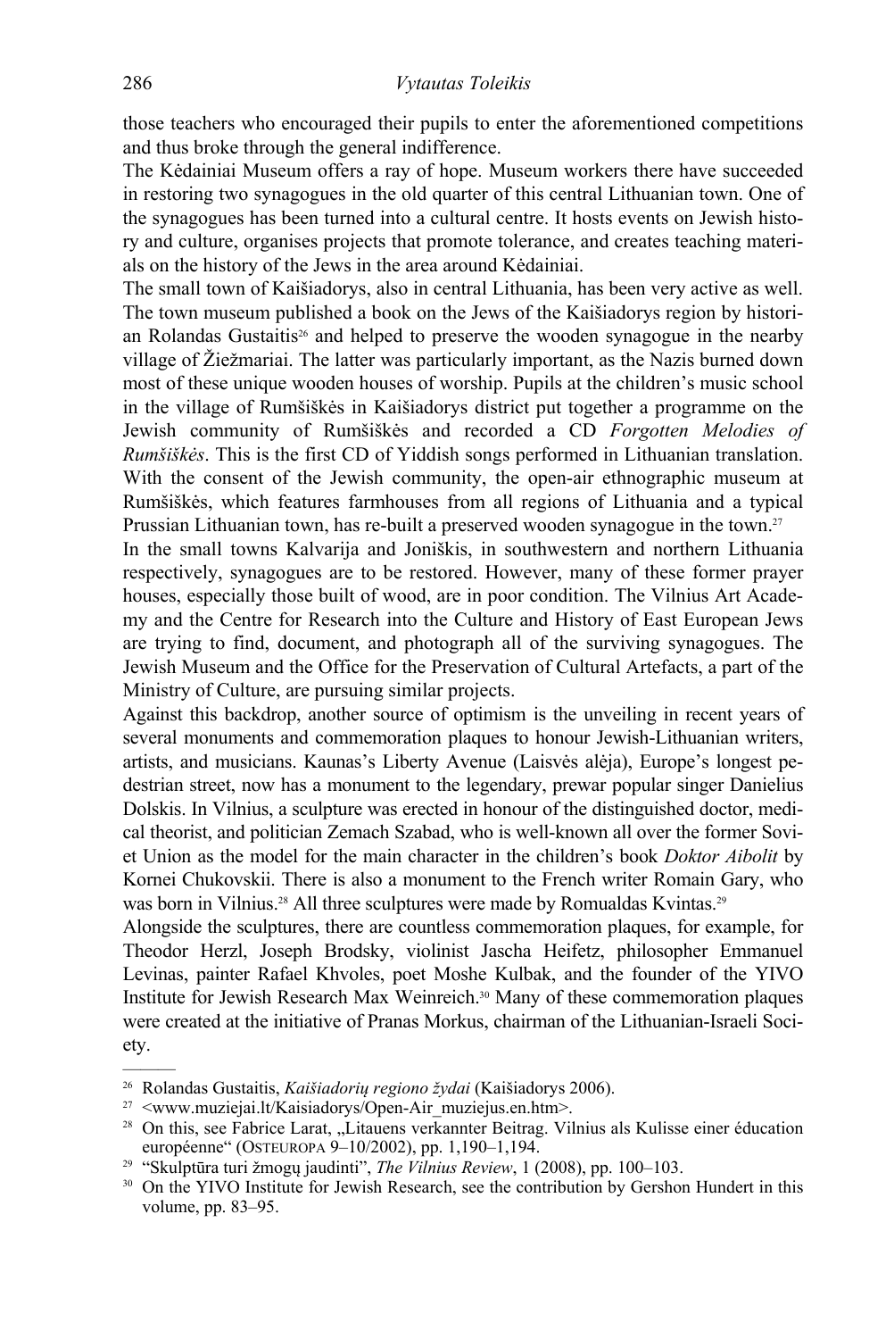those teachers who encouraged their pupils to enter the aforementioned competitions and thus broke through the general indifference.

The Kėdainiai Museum offers a ray of hope. Museum workers there have succeeded in restoring two synagogues in the old quarter of this central Lithuanian town. One of the synagogues has been turned into a cultural centre. It hosts events on Jewish history and culture, organises projects that promote tolerance, and creates teaching materials on the history of the Jews in the area around Kėdainiai.

The small town of Kaišiadorys, also in central Lithuania, has been very active as well. The town museum published a book on the Jews of the Kaišiadorys region by historian Rolandas Gustaitis[26] and helped to preserve the wooden synagogue in the nearby village of Žiežmariai. The latter was particularly important, as the Nazis burned down most of these unique wooden houses of worship. Pupils at the children's music school in the village of Rumšiškės in Kaišiadorys district put together a programme on the Jewish community of Rumšiškės and recorded a CD *Forgotten Melodies of Rumšiškės*. This is the first CD of Yiddish songs performed in Lithuanian translation. With the consent of the Jewish community, the open-air ethnographic museum at Rumšiškės, which features farmhouses from all regions of Lithuania and a typical Prussian Lithuanian town, has re-built a preserved wooden synagogue in the town.[27]

In the small towns Kalvarija and Joniškis, in southwestern and northern Lithuania respectively, synagogues are to be restored. However, many of these former prayer houses, especially those built of wood, are in poor condition. The Vilnius Art Academy and the Centre for Research into the Culture and History of East European Jews are trying to find, document, and photograph all of the surviving synagogues. The Jewish Museum and the Office for the Preservation of Cultural Artefacts, a part of the Ministry of Culture, are pursuing similar projects.

Against this backdrop, another source of optimism is the unveiling in recent years of several monuments and commemoration plaques to honour Jewish-Lithuanian writers, artists, and musicians. Kaunas's Liberty Avenue (Laisvės alėja), Europe's longest pedestrian street, now has a monument to the legendary, prewar popular singer Danielius Dolskis. In Vilnius, a sculpture was erected in honour of the distinguished doctor, medical theorist, and politician Zemach Szabad, who is well-known all over the former Soviet Union as the model for the main character in the children's book *Doktor Aibolit* by Kornei Chukovskii. There is also a monument to the French writer Romain Gary, who was born in Vilnius.[28] All three sculptures were made by Romualdas Kvintas.[29]

Alongside the sculptures, there are countless commemoration plaques, for example, for Theodor Herzl, Joseph Brodsky, violinist Jascha Heifetz, philosopher Emmanuel Levinas, painter Rafael Khvoles, poet Moshe Kulbak, and the founder of the YIVO Institute for Jewish Research Max Weinreich.[30] Many of these commemoration plaques were created at the initiative of Pranas Morkus, chairman of the Lithuanian-Israeli Society.

---

[26] Rolandas Gustaitis, *Kaišiadorių regiono žydai* (Kaišiadorys 2006).

[27] <www.muziejai.lt/Kaisiadorys/Open-Air_muziejus.en.htm>.

[28] On this, see Fabrice Larat, „Litauens verkannter Beitrag. Vilnius als Kulisse einer éducation européenne" (OSTEUROPA 9–10/2002), pp. 1,190–1,194.

[29] "Skulptūra turi žmogų jaudinti", *The Vilnius Review*, 1 (2008), pp. 100–103.

[30] On the YIVO Institute for Jewish Research, see the contribution by Gershon Hundert in this volume, pp. 83–95.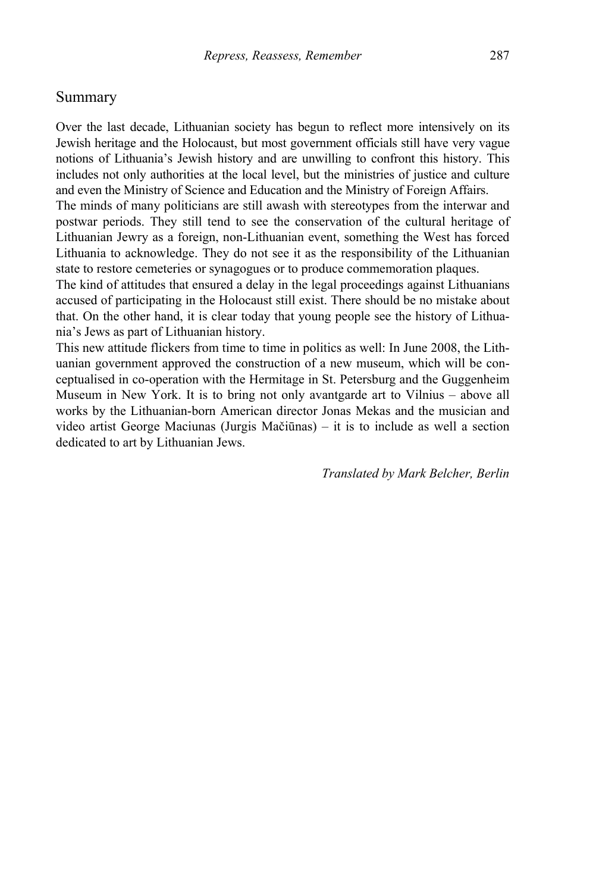## Summary

Over the last decade, Lithuanian society has begun to reflect more intensively on its Jewish heritage and the Holocaust, but most government officials still have very vague notions of Lithuania's Jewish history and are unwilling to confront this history. This includes not only authorities at the local level, but the ministries of justice and culture and even the Ministry of Science and Education and the Ministry of Foreign Affairs.

The minds of many politicians are still awash with stereotypes from the interwar and postwar periods. They still tend to see the conservation of the cultural heritage of Lithuanian Jewry as a foreign, non-Lithuanian event, something the West has forced Lithuania to acknowledge. They do not see it as the responsibility of the Lithuanian state to restore cemeteries or synagogues or to produce commemoration plaques.

The kind of attitudes that ensured a delay in the legal proceedings against Lithuanians accused of participating in the Holocaust still exist. There should be no mistake about that. On the other hand, it is clear today that young people see the history of Lithuania's Jews as part of Lithuanian history.

This new attitude flickers from time to time in politics as well: In June 2008, the Lithuanian government approved the construction of a new museum, which will be conceptualised in co-operation with the Hermitage in St. Petersburg and the Guggenheim Museum in New York. It is to bring not only avantgarde art to Vilnius – above all works by the Lithuanian-born American director Jonas Mekas and the musician and video artist George Maciunas (Jurgis Mačiūnas) – it is to include as well a section dedicated to art by Lithuanian Jews.

*Translated by Mark Belcher, Berlin*